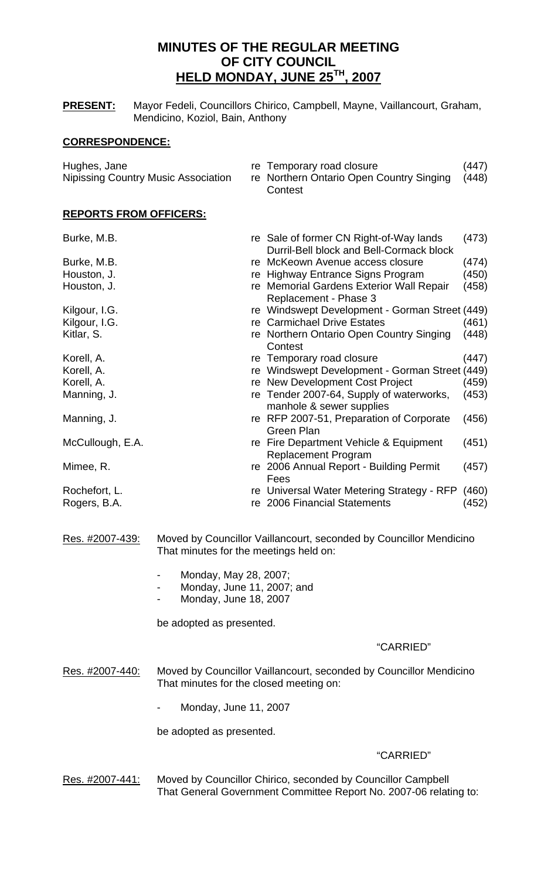# MINUTES OF THE REGULAR MEETING OF CITY COUNCIL HELD MONDAY, JUNE 25TH, 2007

**PRESENT:** Mayor Fedeli, Councillors Chirico, Campbell, Mayne, Vaillancourt, Graham, Mendicino, Koziol, Bain, Anthony

## CORRESPONDENCE:

| | | |
|---|---|---|
| Hughes, Jane | re Temporary road closure | (447) |
| Nipissing Country Music Association | re Northern Ontario Open Country Singing Contest | (448) |

## REPORTS FROM OFFICERS:

| | | |
|---|---|---|
| Burke, M.B. | re Sale of former CN Right-of-Way lands Durril-Bell block and Bell-Cormack block | (473) |
| Burke, M.B. | re McKeown Avenue access closure | (474) |
| Houston, J. | re Highway Entrance Signs Program | (450) |
| Houston, J. | re Memorial Gardens Exterior Wall Repair Replacement - Phase 3 | (458) |
| Kilgour, I.G. | re Windswept Development - Gorman Street | (449) |
| Kilgour, I.G. | re Carmichael Drive Estates | (461) |
| Kitlar, S. | re Northern Ontario Open Country Singing Contest | (448) |
| Korell, A. | re Temporary road closure | (447) |
| Korell, A. | re Windswept Development - Gorman Street | (449) |
| Korell, A. | re New Development Cost Project | (459) |
| Manning, J. | re Tender 2007-64, Supply of waterworks, manhole & sewer supplies | (453) |
| Manning, J. | re RFP 2007-51, Preparation of Corporate Green Plan | (456) |
| McCullough, E.A. | re Fire Department Vehicle & Equipment Replacement Program | (451) |
| Mimee, R. | re 2006 Annual Report - Building Permit Fees | (457) |
| Rochefort, L. | re Universal Water Metering Strategy - RFP | (460) |
| Rogers, B.A. | re 2006 Financial Statements | (452) |

Res. #2007-439: Moved by Councillor Vaillancourt, seconded by Councillor Mendicino That minutes for the meetings held on:

- Monday, May 28, 2007;
- Monday, June 11, 2007; and
- Monday, June 18, 2007

be adopted as presented.

"CARRIED"

Res. #2007-440: Moved by Councillor Vaillancourt, seconded by Councillor Mendicino That minutes for the closed meeting on:

- Monday, June 11, 2007

be adopted as presented.

"CARRIED"

Res. #2007-441: Moved by Councillor Chirico, seconded by Councillor Campbell That General Government Committee Report No. 2007-06 relating to: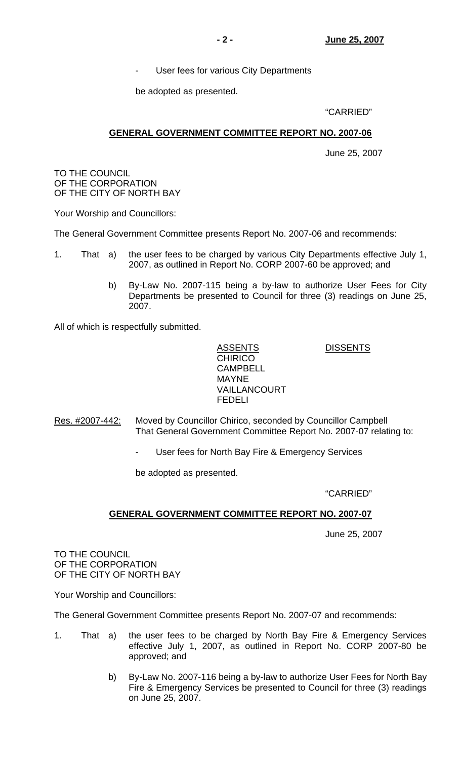- User fees for various City Departments

be adopted as presented.

"CARRIED"

## GENERAL GOVERNMENT COMMITTEE REPORT NO. 2007-06

June 25, 2007

TO THE COUNCIL
OF THE CORPORATION
OF THE CITY OF NORTH BAY

Your Worship and Councillors:

The General Government Committee presents Report No. 2007-06 and recommends:

1. That a) the user fees to be charged by various City Departments effective July 1, 2007, as outlined in Report No. CORP 2007-60 be approved; and

   b) By-Law No. 2007-115 being a by-law to authorize User Fees for City Departments be presented to Council for three (3) readings on June 25, 2007.

All of which is respectfully submitted.

| ASSENTS | DISSENTS |
|---|---|
| CHIRICO | |
| CAMPBELL | |
| MAYNE | |
| VAILLANCOURT | |
| FEDELI | |

Res. #2007-442: Moved by Councillor Chirico, seconded by Councillor Campbell That General Government Committee Report No. 2007-07 relating to:

- User fees for North Bay Fire & Emergency Services

be adopted as presented.

"CARRIED"

## GENERAL GOVERNMENT COMMITTEE REPORT NO. 2007-07

June 25, 2007

TO THE COUNCIL
OF THE CORPORATION
OF THE CITY OF NORTH BAY

Your Worship and Councillors:

The General Government Committee presents Report No. 2007-07 and recommends:

1. That a) the user fees to be charged by North Bay Fire & Emergency Services effective July 1, 2007, as outlined in Report No. CORP 2007-80 be approved; and

   b) By-Law No. 2007-116 being a by-law to authorize User Fees for North Bay Fire & Emergency Services be presented to Council for three (3) readings on June 25, 2007.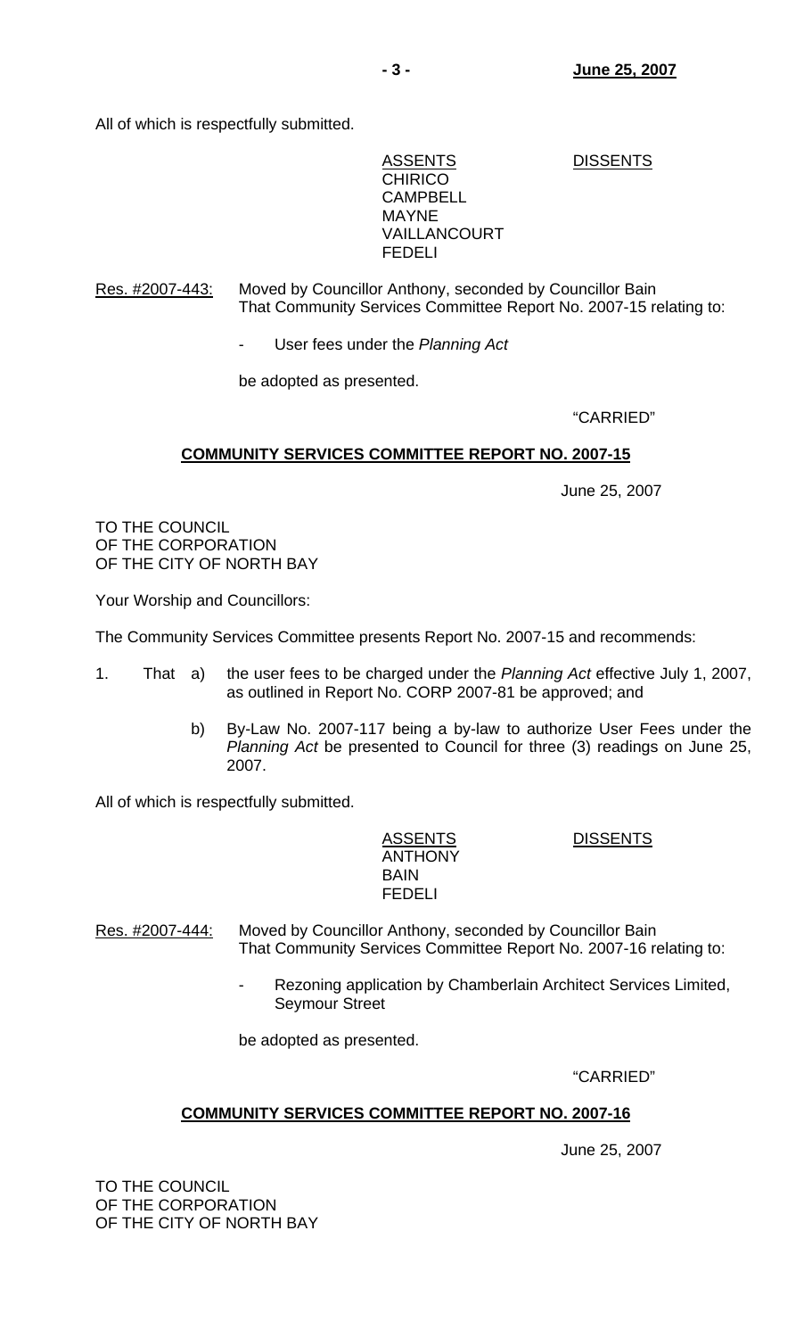All of which is respectfully submitted.

| ASSENTS | DISSENTS |
|---|---|
| CHIRICO | |
| CAMPBELL | |
| MAYNE | |
| VAILLANCOURT | |
| FEDELI | |

Res. #2007-443: Moved by Councillor Anthony, seconded by Councillor Bain
That Community Services Committee Report No. 2007-15 relating to:

- User fees under the *Planning Act*

be adopted as presented.

"CARRIED"

## COMMUNITY SERVICES COMMITTEE REPORT NO. 2007-15

June 25, 2007

TO THE COUNCIL
OF THE CORPORATION
OF THE CITY OF NORTH BAY

Your Worship and Councillors:

The Community Services Committee presents Report No. 2007-15 and recommends:

1. That a) the user fees to be charged under the *Planning Act* effective July 1, 2007, as outlined in Report No. CORP 2007-81 be approved; and

   b) By-Law No. 2007-117 being a by-law to authorize User Fees under the *Planning Act* be presented to Council for three (3) readings on June 25, 2007.

All of which is respectfully submitted.

| ASSENTS | DISSENTS |
|---|---|
| ANTHONY | |
| BAIN | |
| FEDELI | |

Res. #2007-444: Moved by Councillor Anthony, seconded by Councillor Bain
That Community Services Committee Report No. 2007-16 relating to:

- Rezoning application by Chamberlain Architect Services Limited, Seymour Street

be adopted as presented.

"CARRIED"

## COMMUNITY SERVICES COMMITTEE REPORT NO. 2007-16

June 25, 2007

TO THE COUNCIL
OF THE CORPORATION
OF THE CITY OF NORTH BAY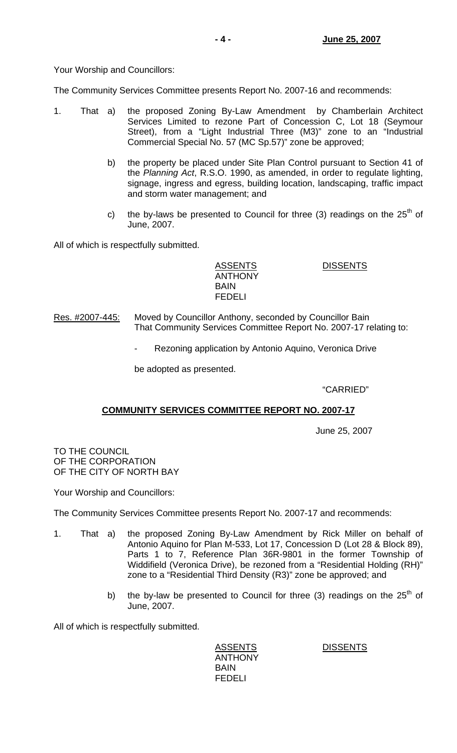Your Worship and Councillors:

The Community Services Committee presents Report No. 2007-16 and recommends:

1. That a) the proposed Zoning By-Law Amendment by Chamberlain Architect Services Limited to rezone Part of Concession C, Lot 18 (Seymour Street), from a "Light Industrial Three (M3)" zone to an "Industrial Commercial Special No. 57 (MC Sp.57)" zone be approved;

   b) the property be placed under Site Plan Control pursuant to Section 41 of the *Planning Act*, R.S.O. 1990, as amended, in order to regulate lighting, signage, ingress and egress, building location, landscaping, traffic impact and storm water management; and

   c) the by-laws be presented to Council for three (3) readings on the 25th of June, 2007.

All of which is respectfully submitted.

| ASSENTS | DISSENTS |
| --- | --- |
| ANTHONY | |
| BAIN | |
| FEDELI | |

Res. #2007-445: Moved by Councillor Anthony, seconded by Councillor Bain That Community Services Committee Report No. 2007-17 relating to:

- Rezoning application by Antonio Aquino, Veronica Drive

be adopted as presented.

"CARRIED"

**COMMUNITY SERVICES COMMITTEE REPORT NO. 2007-17**

June 25, 2007

TO THE COUNCIL
OF THE CORPORATION
OF THE CITY OF NORTH BAY

Your Worship and Councillors:

The Community Services Committee presents Report No. 2007-17 and recommends:

1. That a) the proposed Zoning By-Law Amendment by Rick Miller on behalf of Antonio Aquino for Plan M-533, Lot 17, Concession D (Lot 28 & Block 89), Parts 1 to 7, Reference Plan 36R-9801 in the former Township of Widdifield (Veronica Drive), be rezoned from a "Residential Holding (RH)" zone to a "Residential Third Density (R3)" zone be approved; and

   b) the by-law be presented to Council for three (3) readings on the 25th of June, 2007.

All of which is respectfully submitted.

| ASSENTS | DISSENTS |
| --- | --- |
| ANTHONY | |
| BAIN | |
| FEDELI | |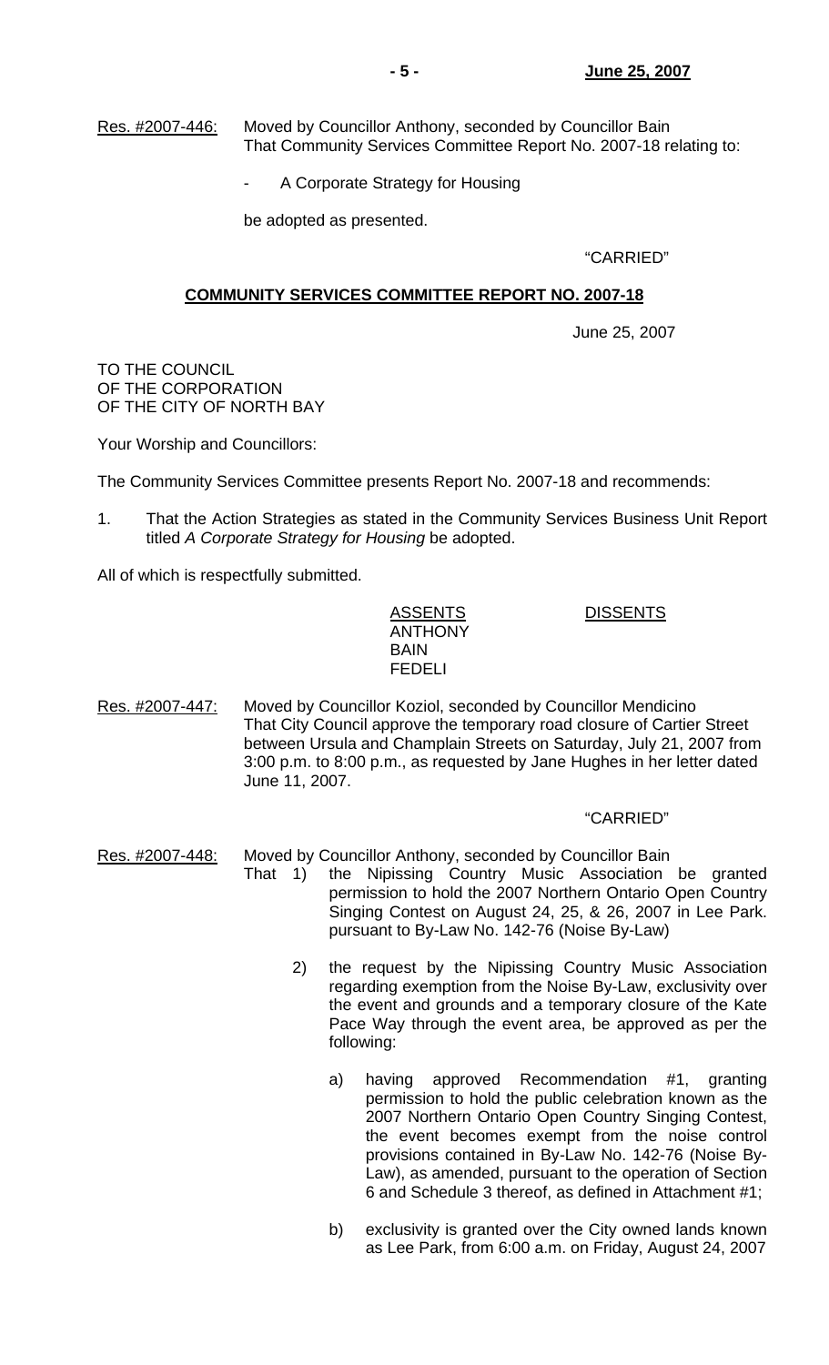Res. #2007-446: Moved by Councillor Anthony, seconded by Councillor Bain
That Community Services Committee Report No. 2007-18 relating to:

- A Corporate Strategy for Housing

be adopted as presented.

"CARRIED"

## COMMUNITY SERVICES COMMITTEE REPORT NO. 2007-18

June 25, 2007

TO THE COUNCIL
OF THE CORPORATION
OF THE CITY OF NORTH BAY

Your Worship and Councillors:

The Community Services Committee presents Report No. 2007-18 and recommends:

1. That the Action Strategies as stated in the Community Services Business Unit Report titled *A Corporate Strategy for Housing* be adopted.

All of which is respectfully submitted.

| ASSENTS | DISSENTS |
|---|---|
| ANTHONY | |
| BAIN | |
| FEDELI | |

Res. #2007-447: Moved by Councillor Koziol, seconded by Councillor Mendicino
That City Council approve the temporary road closure of Cartier Street between Ursula and Champlain Streets on Saturday, July 21, 2007 from 3:00 p.m. to 8:00 p.m., as requested by Jane Hughes in her letter dated June 11, 2007.

"CARRIED"

Res. #2007-448: Moved by Councillor Anthony, seconded by Councillor Bain
That 1) the Nipissing Country Music Association be granted permission to hold the 2007 Northern Ontario Open Country Singing Contest on August 24, 25, & 26, 2007 in Lee Park. pursuant to By-Law No. 142-76 (Noise By-Law)

2) the request by the Nipissing Country Music Association regarding exemption from the Noise By-Law, exclusivity over the event and grounds and a temporary closure of the Kate Pace Way through the event area, be approved as per the following:

a) having approved Recommendation #1, granting permission to hold the public celebration known as the 2007 Northern Ontario Open Country Singing Contest, the event becomes exempt from the noise control provisions contained in By-Law No. 142-76 (Noise By-Law), as amended, pursuant to the operation of Section 6 and Schedule 3 thereof, as defined in Attachment #1;

b) exclusivity is granted over the City owned lands known as Lee Park, from 6:00 a.m. on Friday, August 24, 2007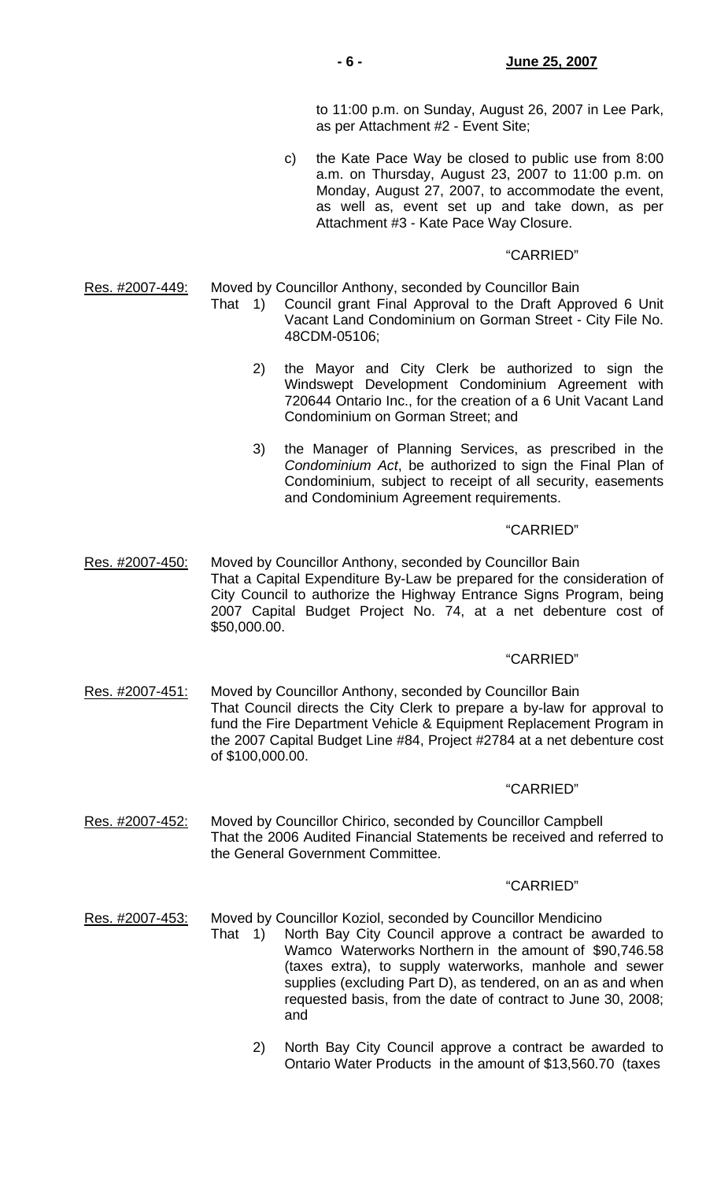to 11:00 p.m. on Sunday, August 26, 2007 in Lee Park, as per Attachment #2 - Event Site;

c) the Kate Pace Way be closed to public use from 8:00 a.m. on Thursday, August 23, 2007 to 11:00 p.m. on Monday, August 27, 2007, to accommodate the event, as well as, event set up and take down, as per Attachment #3 - Kate Pace Way Closure.

"CARRIED"

Res. #2007-449: Moved by Councillor Anthony, seconded by Councillor Bain
That 1) Council grant Final Approval to the Draft Approved 6 Unit Vacant Land Condominium on Gorman Street - City File No. 48CDM-05106;

2) the Mayor and City Clerk be authorized to sign the Windswept Development Condominium Agreement with 720644 Ontario Inc., for the creation of a 6 Unit Vacant Land Condominium on Gorman Street; and

3) the Manager of Planning Services, as prescribed in the *Condominium Act*, be authorized to sign the Final Plan of Condominium, subject to receipt of all security, easements and Condominium Agreement requirements.

"CARRIED"

Res. #2007-450: Moved by Councillor Anthony, seconded by Councillor Bain
That a Capital Expenditure By-Law be prepared for the consideration of City Council to authorize the Highway Entrance Signs Program, being 2007 Capital Budget Project No. 74, at a net debenture cost of $50,000.00.

"CARRIED"

Res. #2007-451: Moved by Councillor Anthony, seconded by Councillor Bain
That Council directs the City Clerk to prepare a by-law for approval to fund the Fire Department Vehicle & Equipment Replacement Program in the 2007 Capital Budget Line #84, Project #2784 at a net debenture cost of $100,000.00.

"CARRIED"

Res. #2007-452: Moved by Councillor Chirico, seconded by Councillor Campbell
That the 2006 Audited Financial Statements be received and referred to the General Government Committee.

"CARRIED"

Res. #2007-453: Moved by Councillor Koziol, seconded by Councillor Mendicino
That 1) North Bay City Council approve a contract be awarded to Wamco Waterworks Northern in the amount of $90,746.58 (taxes extra), to supply waterworks, manhole and sewer supplies (excluding Part D), as tendered, on an as and when requested basis, from the date of contract to June 30, 2008; and

2) North Bay City Council approve a contract be awarded to Ontario Water Products in the amount of $13,560.70 (taxes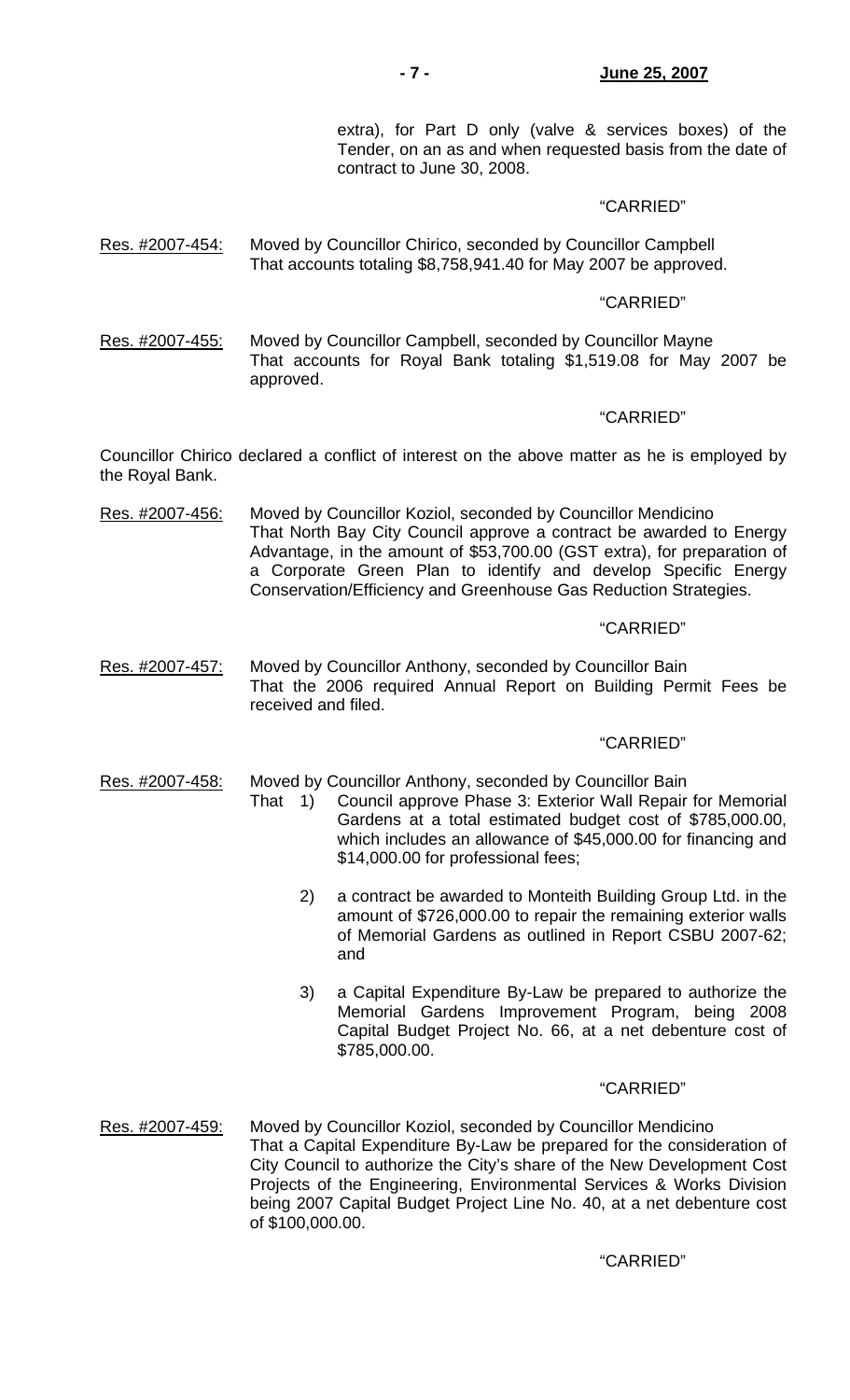extra), for Part D only (valve & services boxes) of the Tender, on an as and when requested basis from the date of contract to June 30, 2008.

"CARRIED"

Res. #2007-454: Moved by Councillor Chirico, seconded by Councillor Campbell
That accounts totaling $8,758,941.40 for May 2007 be approved.

"CARRIED"

Res. #2007-455: Moved by Councillor Campbell, seconded by Councillor Mayne
That accounts for Royal Bank totaling $1,519.08 for May 2007 be approved.

"CARRIED"

Councillor Chirico declared a conflict of interest on the above matter as he is employed by the Royal Bank.

Res. #2007-456: Moved by Councillor Koziol, seconded by Councillor Mendicino
That North Bay City Council approve a contract be awarded to Energy Advantage, in the amount of $53,700.00 (GST extra), for preparation of a Corporate Green Plan to identify and develop Specific Energy Conservation/Efficiency and Greenhouse Gas Reduction Strategies.

"CARRIED"

Res. #2007-457: Moved by Councillor Anthony, seconded by Councillor Bain
That the 2006 required Annual Report on Building Permit Fees be received and filed.

"CARRIED"

Res. #2007-458: Moved by Councillor Anthony, seconded by Councillor Bain
That 1) Council approve Phase 3: Exterior Wall Repair for Memorial Gardens at a total estimated budget cost of $785,000.00, which includes an allowance of $45,000.00 for financing and $14,000.00 for professional fees;

2) a contract be awarded to Monteith Building Group Ltd. in the amount of $726,000.00 to repair the remaining exterior walls of Memorial Gardens as outlined in Report CSBU 2007-62; and

3) a Capital Expenditure By-Law be prepared to authorize the Memorial Gardens Improvement Program, being 2008 Capital Budget Project No. 66, at a net debenture cost of $785,000.00.

"CARRIED"

Res. #2007-459: Moved by Councillor Koziol, seconded by Councillor Mendicino
That a Capital Expenditure By-Law be prepared for the consideration of City Council to authorize the City's share of the New Development Cost Projects of the Engineering, Environmental Services & Works Division being 2007 Capital Budget Project Line No. 40, at a net debenture cost of $100,000.00.

"CARRIED"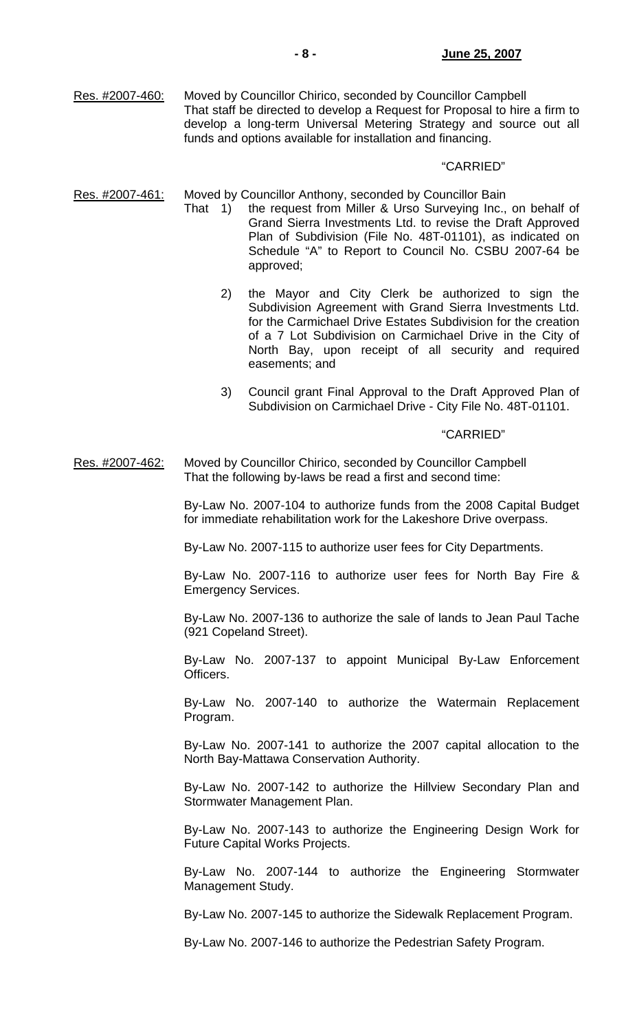Res. #2007-460: Moved by Councillor Chirico, seconded by Councillor Campbell
That staff be directed to develop a Request for Proposal to hire a firm to develop a long-term Universal Metering Strategy and source out all funds and options available for installation and financing.

"CARRIED"

Res. #2007-461: Moved by Councillor Anthony, seconded by Councillor Bain
That 1) the request from Miller & Urso Surveying Inc., on behalf of Grand Sierra Investments Ltd. to revise the Draft Approved Plan of Subdivision (File No. 48T-01101), as indicated on Schedule "A" to Report to Council No. CSBU 2007-64 be approved;

2) the Mayor and City Clerk be authorized to sign the Subdivision Agreement with Grand Sierra Investments Ltd. for the Carmichael Drive Estates Subdivision for the creation of a 7 Lot Subdivision on Carmichael Drive in the City of North Bay, upon receipt of all security and required easements; and

3) Council grant Final Approval to the Draft Approved Plan of Subdivision on Carmichael Drive - City File No. 48T-01101.

"CARRIED"

Res. #2007-462: Moved by Councillor Chirico, seconded by Councillor Campbell
That the following by-laws be read a first and second time:

By-Law No. 2007-104 to authorize funds from the 2008 Capital Budget for immediate rehabilitation work for the Lakeshore Drive overpass.

By-Law No. 2007-115 to authorize user fees for City Departments.

By-Law No. 2007-116 to authorize user fees for North Bay Fire & Emergency Services.

By-Law No. 2007-136 to authorize the sale of lands to Jean Paul Tache (921 Copeland Street).

By-Law No. 2007-137 to appoint Municipal By-Law Enforcement Officers.

By-Law No. 2007-140 to authorize the Watermain Replacement Program.

By-Law No. 2007-141 to authorize the 2007 capital allocation to the North Bay-Mattawa Conservation Authority.

By-Law No. 2007-142 to authorize the Hillview Secondary Plan and Stormwater Management Plan.

By-Law No. 2007-143 to authorize the Engineering Design Work for Future Capital Works Projects.

By-Law No. 2007-144 to authorize the Engineering Stormwater Management Study.

By-Law No. 2007-145 to authorize the Sidewalk Replacement Program.

By-Law No. 2007-146 to authorize the Pedestrian Safety Program.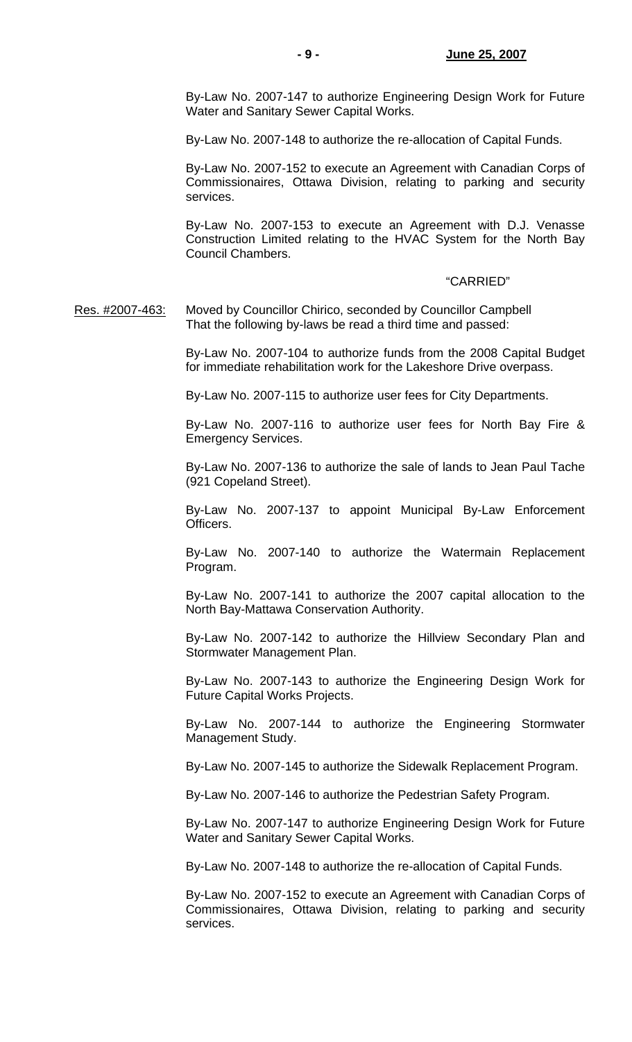By-Law No. 2007-147 to authorize Engineering Design Work for Future Water and Sanitary Sewer Capital Works.

By-Law No. 2007-148 to authorize the re-allocation of Capital Funds.

By-Law No. 2007-152 to execute an Agreement with Canadian Corps of Commissionaires, Ottawa Division, relating to parking and security services.

By-Law No. 2007-153 to execute an Agreement with D.J. Venasse Construction Limited relating to the HVAC System for the North Bay Council Chambers.

"CARRIED"

Res. #2007-463: Moved by Councillor Chirico, seconded by Councillor Campbell That the following by-laws be read a third time and passed:

By-Law No. 2007-104 to authorize funds from the 2008 Capital Budget for immediate rehabilitation work for the Lakeshore Drive overpass.

By-Law No. 2007-115 to authorize user fees for City Departments.

By-Law No. 2007-116 to authorize user fees for North Bay Fire & Emergency Services.

By-Law No. 2007-136 to authorize the sale of lands to Jean Paul Tache (921 Copeland Street).

By-Law No. 2007-137 to appoint Municipal By-Law Enforcement Officers.

By-Law No. 2007-140 to authorize the Watermain Replacement Program.

By-Law No. 2007-141 to authorize the 2007 capital allocation to the North Bay-Mattawa Conservation Authority.

By-Law No. 2007-142 to authorize the Hillview Secondary Plan and Stormwater Management Plan.

By-Law No. 2007-143 to authorize the Engineering Design Work for Future Capital Works Projects.

By-Law No. 2007-144 to authorize the Engineering Stormwater Management Study.

By-Law No. 2007-145 to authorize the Sidewalk Replacement Program.

By-Law No. 2007-146 to authorize the Pedestrian Safety Program.

By-Law No. 2007-147 to authorize Engineering Design Work for Future Water and Sanitary Sewer Capital Works.

By-Law No. 2007-148 to authorize the re-allocation of Capital Funds.

By-Law No. 2007-152 to execute an Agreement with Canadian Corps of Commissionaires, Ottawa Division, relating to parking and security services.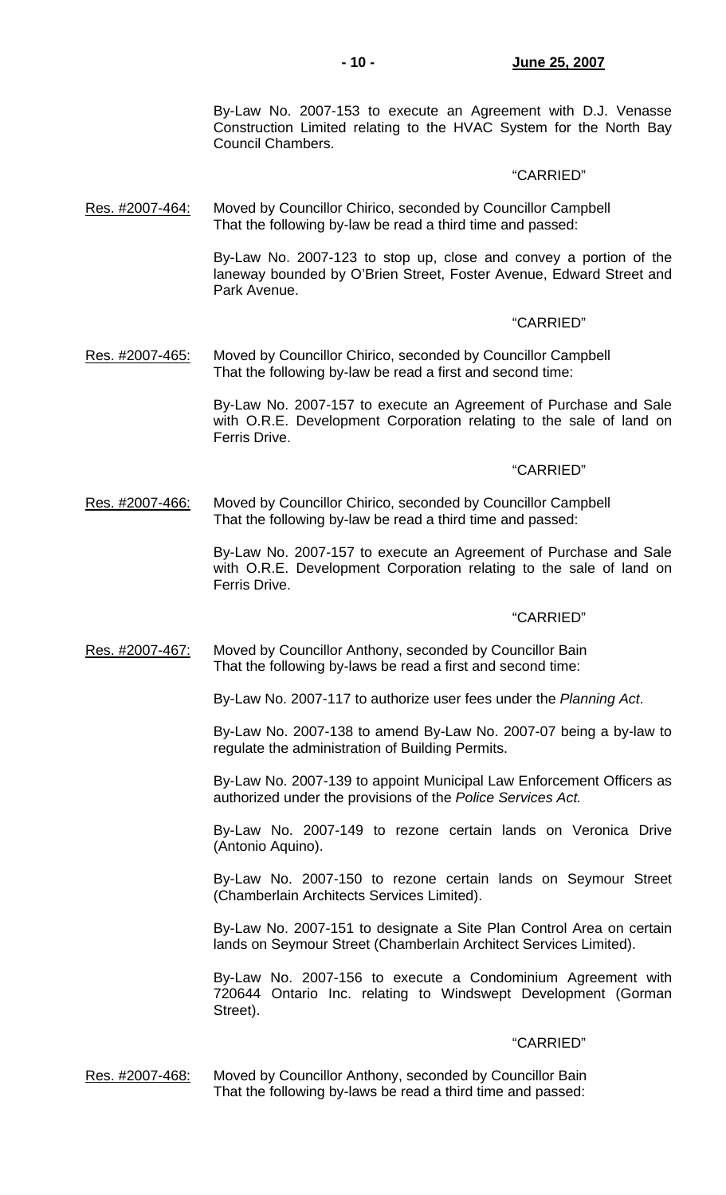By-Law No. 2007-153 to execute an Agreement with D.J. Venasse Construction Limited relating to the HVAC System for the North Bay Council Chambers.

"CARRIED"

Res. #2007-464: Moved by Councillor Chirico, seconded by Councillor Campbell
That the following by-law be read a third time and passed:

By-Law No. 2007-123 to stop up, close and convey a portion of the laneway bounded by O'Brien Street, Foster Avenue, Edward Street and Park Avenue.

"CARRIED"

Res. #2007-465: Moved by Councillor Chirico, seconded by Councillor Campbell
That the following by-law be read a first and second time:

By-Law No. 2007-157 to execute an Agreement of Purchase and Sale with O.R.E. Development Corporation relating to the sale of land on Ferris Drive.

"CARRIED"

Res. #2007-466: Moved by Councillor Chirico, seconded by Councillor Campbell
That the following by-law be read a third time and passed:

By-Law No. 2007-157 to execute an Agreement of Purchase and Sale with O.R.E. Development Corporation relating to the sale of land on Ferris Drive.

"CARRIED"

Res. #2007-467: Moved by Councillor Anthony, seconded by Councillor Bain
That the following by-laws be read a first and second time:

By-Law No. 2007-117 to authorize user fees under the *Planning Act*.

By-Law No. 2007-138 to amend By-Law No. 2007-07 being a by-law to regulate the administration of Building Permits.

By-Law No. 2007-139 to appoint Municipal Law Enforcement Officers as authorized under the provisions of the *Police Services Act.*

By-Law No. 2007-149 to rezone certain lands on Veronica Drive (Antonio Aquino).

By-Law No. 2007-150 to rezone certain lands on Seymour Street (Chamberlain Architects Services Limited).

By-Law No. 2007-151 to designate a Site Plan Control Area on certain lands on Seymour Street (Chamberlain Architect Services Limited).

By-Law No. 2007-156 to execute a Condominium Agreement with 720644 Ontario Inc. relating to Windswept Development (Gorman Street).

"CARRIED"

Res. #2007-468: Moved by Councillor Anthony, seconded by Councillor Bain
That the following by-laws be read a third time and passed: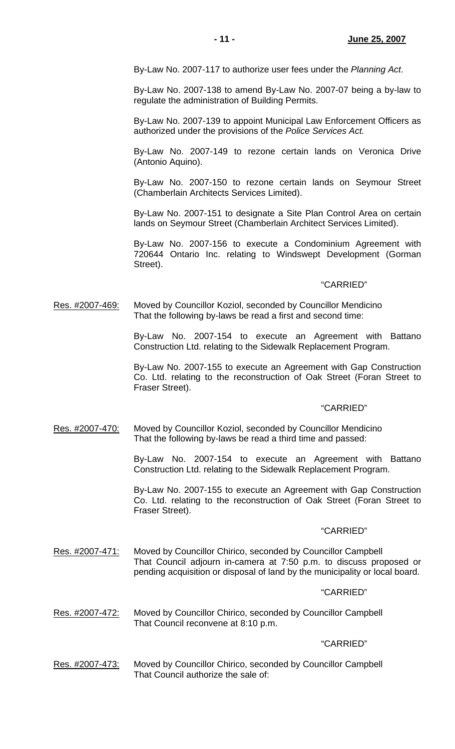By-Law No. 2007-117 to authorize user fees under the *Planning Act*.

By-Law No. 2007-138 to amend By-Law No. 2007-07 being a by-law to regulate the administration of Building Permits.

By-Law No. 2007-139 to appoint Municipal Law Enforcement Officers as authorized under the provisions of the *Police Services Act.*

By-Law No. 2007-149 to rezone certain lands on Veronica Drive (Antonio Aquino).

By-Law No. 2007-150 to rezone certain lands on Seymour Street (Chamberlain Architects Services Limited).

By-Law No. 2007-151 to designate a Site Plan Control Area on certain lands on Seymour Street (Chamberlain Architect Services Limited).

By-Law No. 2007-156 to execute a Condominium Agreement with 720644 Ontario Inc. relating to Windswept Development (Gorman Street).

"CARRIED"

Res. #2007-469: Moved by Councillor Koziol, seconded by Councillor Mendicino
That the following by-laws be read a first and second time:

By-Law No. 2007-154 to execute an Agreement with Battano Construction Ltd. relating to the Sidewalk Replacement Program.

By-Law No. 2007-155 to execute an Agreement with Gap Construction Co. Ltd. relating to the reconstruction of Oak Street (Foran Street to Fraser Street).

"CARRIED"

Res. #2007-470: Moved by Councillor Koziol, seconded by Councillor Mendicino
That the following by-laws be read a third time and passed:

By-Law No. 2007-154 to execute an Agreement with Battano Construction Ltd. relating to the Sidewalk Replacement Program.

By-Law No. 2007-155 to execute an Agreement with Gap Construction Co. Ltd. relating to the reconstruction of Oak Street (Foran Street to Fraser Street).

"CARRIED"

Res. #2007-471: Moved by Councillor Chirico, seconded by Councillor Campbell
That Council adjourn in-camera at 7:50 p.m. to discuss proposed or pending acquisition or disposal of land by the municipality or local board.

"CARRIED"

Res. #2007-472: Moved by Councillor Chirico, seconded by Councillor Campbell
That Council reconvene at 8:10 p.m.

"CARRIED"

Res. #2007-473: Moved by Councillor Chirico, seconded by Councillor Campbell
That Council authorize the sale of: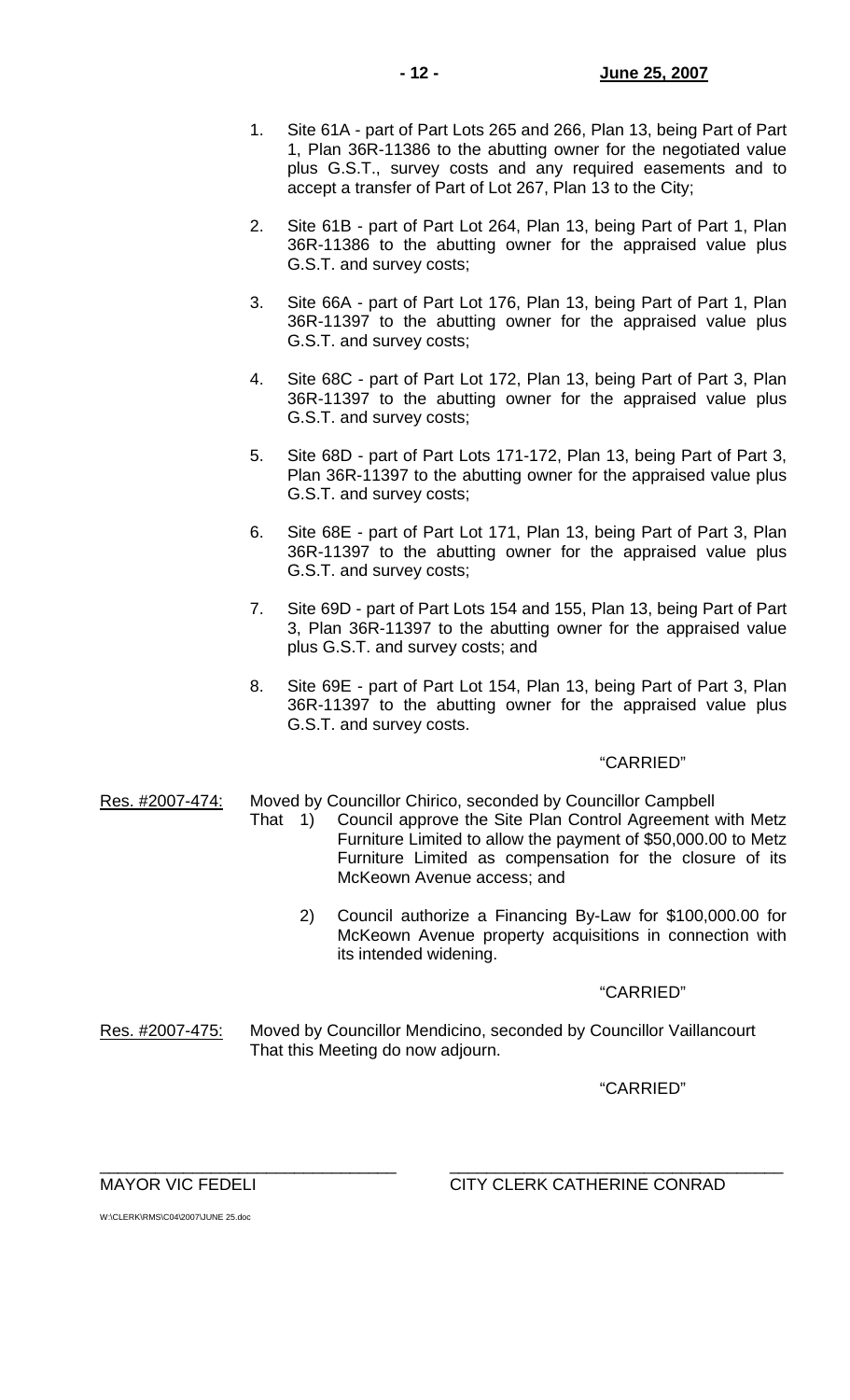1. Site 61A - part of Part Lots 265 and 266, Plan 13, being Part of Part 1, Plan 36R-11386 to the abutting owner for the negotiated value plus G.S.T., survey costs and any required easements and to accept a transfer of Part of Lot 267, Plan 13 to the City;

2. Site 61B - part of Part Lot 264, Plan 13, being Part of Part 1, Plan 36R-11386 to the abutting owner for the appraised value plus G.S.T. and survey costs;

3. Site 66A - part of Part Lot 176, Plan 13, being Part of Part 1, Plan 36R-11397 to the abutting owner for the appraised value plus G.S.T. and survey costs;

4. Site 68C - part of Part Lot 172, Plan 13, being Part of Part 3, Plan 36R-11397 to the abutting owner for the appraised value plus G.S.T. and survey costs;

5. Site 68D - part of Part Lots 171-172, Plan 13, being Part of Part 3, Plan 36R-11397 to the abutting owner for the appraised value plus G.S.T. and survey costs;

6. Site 68E - part of Part Lot 171, Plan 13, being Part of Part 3, Plan 36R-11397 to the abutting owner for the appraised value plus G.S.T. and survey costs;

7. Site 69D - part of Part Lots 154 and 155, Plan 13, being Part of Part 3, Plan 36R-11397 to the abutting owner for the appraised value plus G.S.T. and survey costs; and

8. Site 69E - part of Part Lot 154, Plan 13, being Part of Part 3, Plan 36R-11397 to the abutting owner for the appraised value plus G.S.T. and survey costs.

"CARRIED"

Res. #2007-474: Moved by Councillor Chirico, seconded by Councillor Campbell

That 1) Council approve the Site Plan Control Agreement with Metz Furniture Limited to allow the payment of $50,000.00 to Metz Furniture Limited as compensation for the closure of its McKeown Avenue access; and

2) Council authorize a Financing By-Law for $100,000.00 for McKeown Avenue property acquisitions in connection with its intended widening.

"CARRIED"

Res. #2007-475: Moved by Councillor Mendicino, seconded by Councillor Vaillancourt

That this Meeting do now adjourn.

"CARRIED"

\_\_\_\_\_\_\_\_\_\_\_\_\_\_\_\_\_\_\_\_\_\_\_\_\_\_\_\_\_\_\_\_ \_\_\_\_\_\_\_\_\_\_\_\_\_\_\_\_\_\_\_\_\_\_\_\_\_\_\_\_\_\_\_\_\_\_\_\_

MAYOR VIC FEDELI CITY CLERK CATHERINE CONRAD

W:\CLERK\RMS\C04\2007\JUNE 25.doc